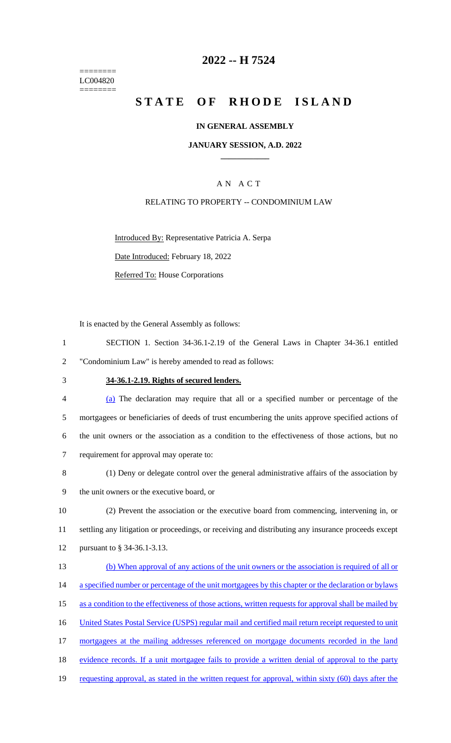========
LC004820
========

# 2022 -- H 7524

# STATE OF RHODE ISLAND

## IN GENERAL ASSEMBLY

### JANUARY SESSION, A.D. 2022

A N A C T

RELATING TO PROPERTY -- CONDOMINIUM LAW

Introduced By: Representative Patricia A. Serpa

Date Introduced: February 18, 2022

Referred To: House Corporations

It is enacted by the General Assembly as follows:

1 SECTION 1. Section 34-36.1-2.19 of the General Laws in Chapter 34-36.1 entitled
2 "Condominium Law" is hereby amended to read as follows:

3 **34-36.1-2.19. Rights of secured lenders.**

4 (a) The declaration may require that all or a specified number or percentage of the
5 mortgagees or beneficiaries of deeds of trust encumbering the units approve specified actions of
6 the unit owners or the association as a condition to the effectiveness of those actions, but no
7 requirement for approval may operate to:

8 (1) Deny or delegate control over the general administrative affairs of the association by
9 the unit owners or the executive board, or

10 (2) Prevent the association or the executive board from commencing, intervening in, or
11 settling any litigation or proceedings, or receiving and distributing any insurance proceeds except
12 pursuant to § 34-36.1-3.13.

13 (b) When approval of any actions of the unit owners or the association is required of all or
14 a specified number or percentage of the unit mortgagees by this chapter or the declaration or bylaws
15 as a condition to the effectiveness of those actions, written requests for approval shall be mailed by
16 United States Postal Service (USPS) regular mail and certified mail return receipt requested to unit
17 mortgagees at the mailing addresses referenced on mortgage documents recorded in the land
18 evidence records. If a unit mortgagee fails to provide a written denial of approval to the party
19 requesting approval, as stated in the written request for approval, within sixty (60) days after the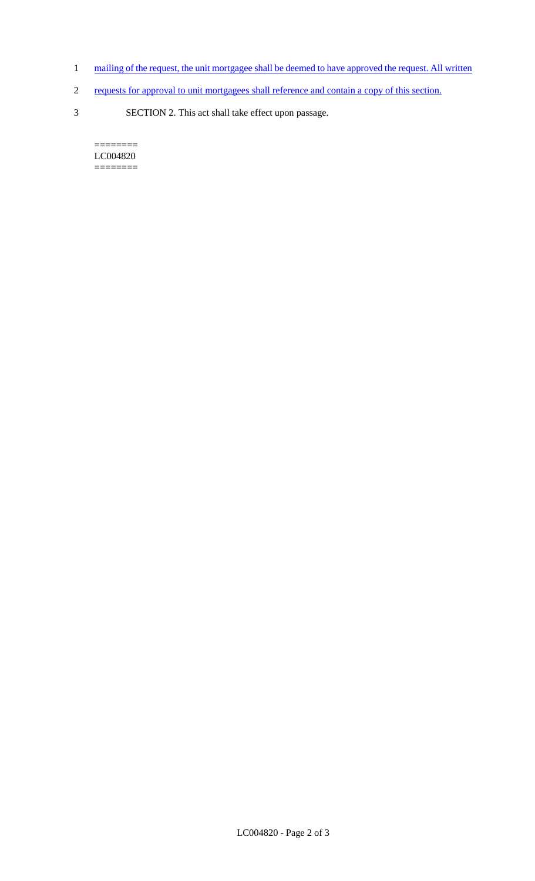mailing of the request, the unit mortgagee shall be deemed to have approved the request. All written requests for approval to unit mortgagees shall reference and contain a copy of this section.

SECTION 2. This act shall take effect upon passage.

========
LC004820
========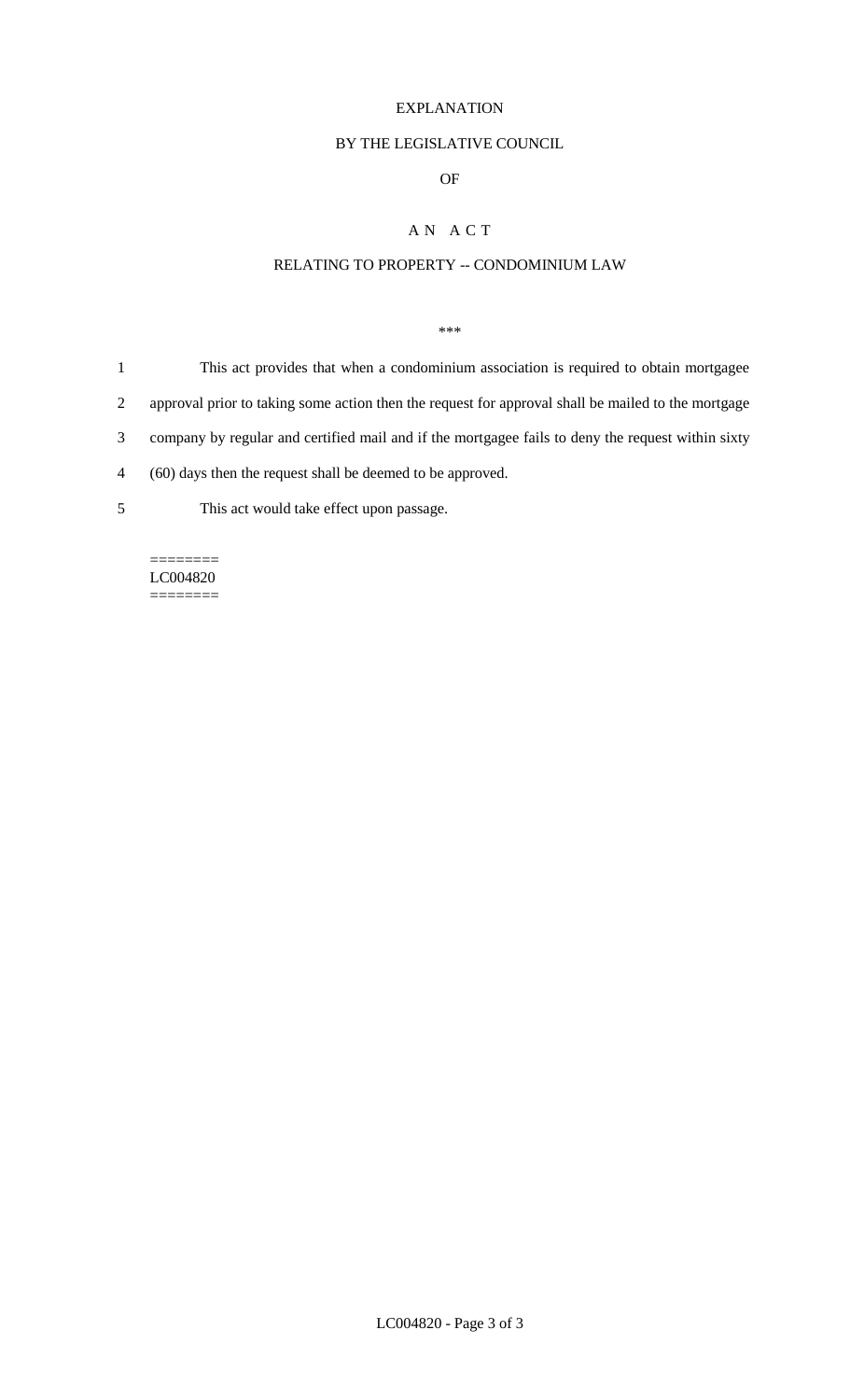EXPLANATION

BY THE LEGISLATIVE COUNCIL

OF

# A N A C T

RELATING TO PROPERTY -- CONDOMINIUM LAW

\*\*\*

This act provides that when a condominium association is required to obtain mortgagee approval prior to taking some action then the request for approval shall be mailed to the mortgage company by regular and certified mail and if the mortgagee fails to deny the request within sixty (60) days then the request shall be deemed to be approved.

This act would take effect upon passage.

========
LC004820
========